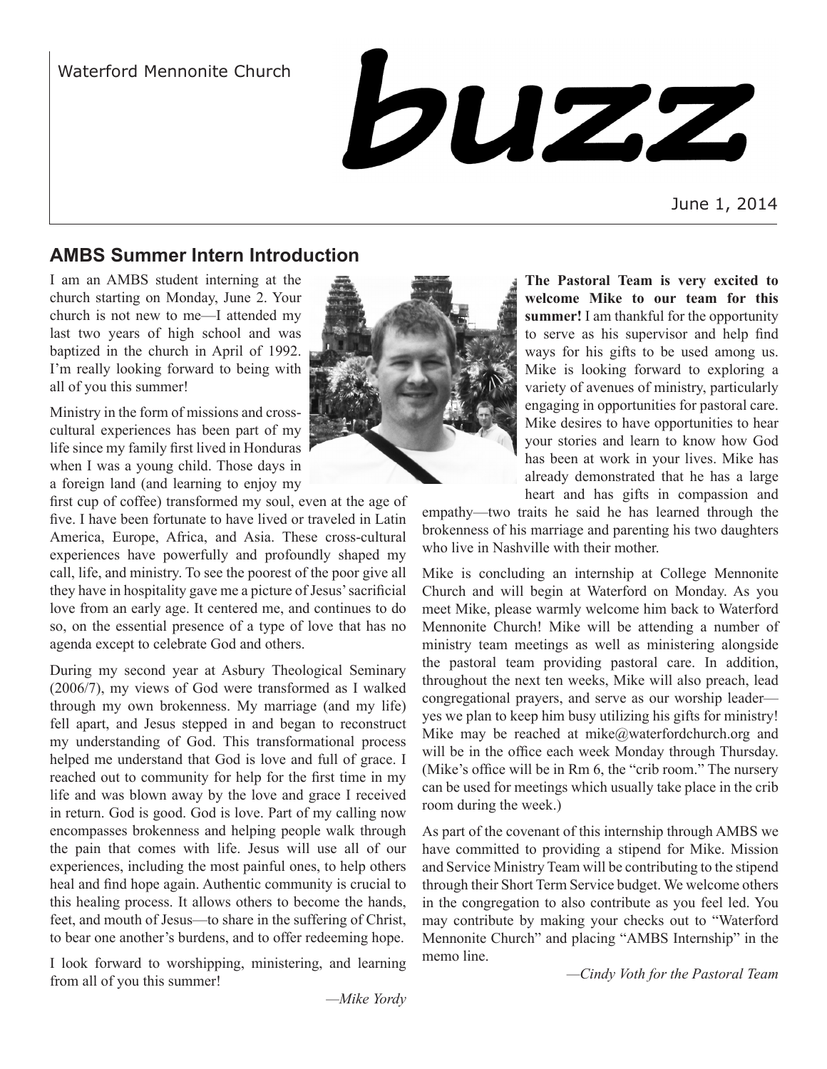Waterford Mennonite Church

# buzz

June 1, 2014

## AMBS Summer Intern Introduction

I am an AMBS student interning at the church starting on Monday, June 2. Your church is not new to me—I attended my last two years of high school and was baptized in the church in April of 1992. I'm really looking forward to being with all of you this summer!

Ministry in the form of missions and cross-cultural experiences has been part of my life since my family first lived in Honduras when I was a young child. Those days in a foreign land (and learning to enjoy my first cup of coffee) transformed my soul, even at the age of five. I have been fortunate to have lived or traveled in Latin America, Europe, Africa, and Asia. These cross-cultural experiences have powerfully and profoundly shaped my call, life, and ministry. To see the poorest of the poor give all they have in hospitality gave me a picture of Jesus' sacrificial love from an early age. It centered me, and continues to do so, on the essential presence of a type of love that has no agenda except to celebrate God and others.

During my second year at Asbury Theological Seminary (2006/7), my views of God were transformed as I walked through my own brokenness. My marriage (and my life) fell apart, and Jesus stepped in and began to reconstruct my understanding of God. This transformational process helped me understand that God is love and full of grace. I reached out to community for help for the first time in my life and was blown away by the love and grace I received in return. God is good. God is love. Part of my calling now encompasses brokenness and helping people walk through the pain that comes with life. Jesus will use all of our experiences, including the most painful ones, to help others heal and find hope again. Authentic community is crucial to this healing process. It allows others to become the hands, feet, and mouth of Jesus—to share in the suffering of Christ, to bear one another's burdens, and to offer redeeming hope.

I look forward to worshipping, ministering, and learning from all of you this summer!

*—Mike Yordy*

**The Pastoral Team is very excited to welcome Mike to our team for this summer!** I am thankful for the opportunity to serve as his supervisor and help find ways for his gifts to be used among us. Mike is looking forward to exploring a variety of avenues of ministry, particularly engaging in opportunities for pastoral care. Mike desires to have opportunities to hear your stories and learn to know how God has been at work in your lives. Mike has already demonstrated that he has a large heart and has gifts in compassion and empathy—two traits he said he has learned through the brokenness of his marriage and parenting his two daughters who live in Nashville with their mother.

Mike is concluding an internship at College Mennonite Church and will begin at Waterford on Monday. As you meet Mike, please warmly welcome him back to Waterford Mennonite Church! Mike will be attending a number of ministry team meetings as well as ministering alongside the pastoral team providing pastoral care. In addition, throughout the next ten weeks, Mike will also preach, lead congregational prayers, and serve as our worship leader—yes we plan to keep him busy utilizing his gifts for ministry! Mike may be reached at mike@waterfordchurch.org and will be in the office each week Monday through Thursday. (Mike's office will be in Rm 6, the "crib room." The nursery can be used for meetings which usually take place in the crib room during the week.)

As part of the covenant of this internship through AMBS we have committed to providing a stipend for Mike. Mission and Service Ministry Team will be contributing to the stipend through their Short Term Service budget. We welcome others in the congregation to also contribute as you feel led. You may contribute by making your checks out to "Waterford Mennonite Church" and placing "AMBS Internship" in the memo line.

*—Cindy Voth for the Pastoral Team*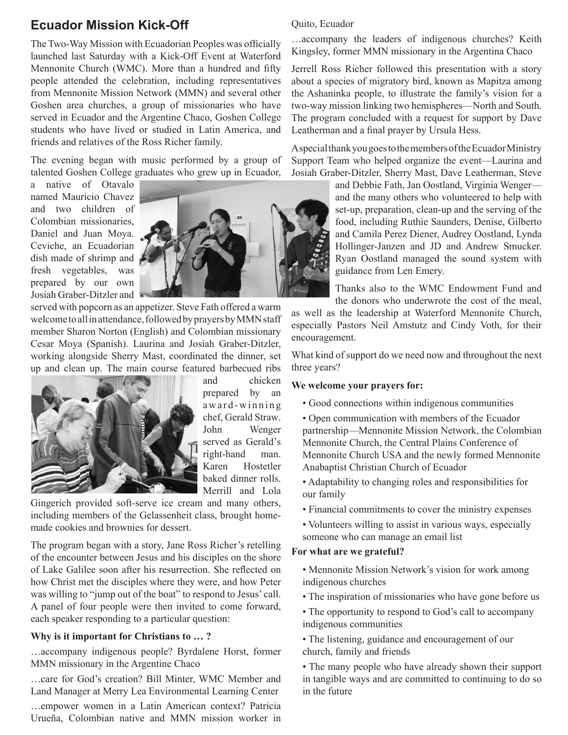## Ecuador Mission Kick-Off

The Two-Way Mission with Ecuadorian Peoples was officially launched last Saturday with a Kick-Off Event at Waterford Mennonite Church (WMC). More than a hundred and fifty people attended the celebration, including representatives from Mennonite Mission Network (MMN) and several other Goshen area churches, a group of missionaries who have served in Ecuador and the Argentine Chaco, Goshen College students who have lived or studied in Latin America, and friends and relatives of the Ross Richer family.

The evening began with music performed by a group of talented Goshen College graduates who grew up in Ecuador, a native of Otavalo named Mauricio Chavez and two children of Colombian missionaries, Daniel and Juan Moya. Ceviche, an Ecuadorian dish made of shrimp and fresh vegetables, was prepared by our own Josiah Graber-Ditzler and served with popcorn as an appetizer. Steve Fath offered a warm welcome to all in attendance, followed by prayers by MMN staff member Sharon Norton (English) and Colombian missionary Cesar Moya (Spanish). Laurina and Josiah Graber-Ditzler, working alongside Sherry Mast, coordinated the dinner, set up and clean up. The main course featured barbecued ribs and chicken prepared by an award-winning chef, Gerald Straw. John Wenger served as Gerald's right-hand man. Karen Hostetler baked dinner rolls. Merrill and Lola Gingerich provided soft-serve ice cream and many others, including members of the Gelassenheit class, brought home-made cookies and brownies for dessert.

The program began with a story, Jane Ross Richer's retelling of the encounter between Jesus and his disciples on the shore of Lake Galilee soon after his resurrection. She reflected on how Christ met the disciples where they were, and how Peter was willing to "jump out of the boat" to respond to Jesus' call. A panel of four people were then invited to come forward, each speaker responding to a particular question:

**Why is it important for Christians to … ?**

…accompany indigenous people? Byrdalene Horst, former MMN missionary in the Argentine Chaco

…care for God's creation? Bill Minter, WMC Member and Land Manager at Merry Lea Environmental Learning Center

…empower women in a Latin American context? Patricia Urueña, Colombian native and MMN mission worker in Quito, Ecuador

…accompany the leaders of indigenous churches? Keith Kingsley, former MMN missionary in the Argentina Chaco

Jerrell Ross Richer followed this presentation with a story about a species of migratory bird, known as Mapitza among the Ashaninka people, to illustrate the family's vision for a two-way mission linking two hemispheres—North and South. The program concluded with a request for support by Dave Leatherman and a final prayer by Ursula Hess.

A special thank you goes to the members of the Ecuador Ministry Support Team who helped organize the event—Laurina and Josiah Graber-Ditzler, Sherry Mast, Dave Leatherman, Steve and Debbie Fath, Jan Oostland, Virginia Wenger—and the many others who volunteered to help with set-up, preparation, clean-up and the serving of the food, including Ruthie Saunders, Denise, Gilberto and Camila Perez Diener, Audrey Oostland, Lynda Hollinger-Janzen and JD and Andrew Smucker. Ryan Oostland managed the sound system with guidance from Len Emery.

Thanks also to the WMC Endowment Fund and the donors who underwrote the cost of the meal, as well as the leadership at Waterford Mennonite Church, especially Pastors Neil Amstutz and Cindy Voth, for their encouragement.

What kind of support do we need now and throughout the next three years?

**We welcome your prayers for:**

- Good connections within indigenous communities
- Open communication with members of the Ecuador partnership—Mennonite Mission Network, the Colombian Mennonite Church, the Central Plains Conference of Mennonite Church USA and the newly formed Mennonite Anabaptist Christian Church of Ecuador
- Adaptability to changing roles and responsibilities for our family
- Financial commitments to cover the ministry expenses
- Volunteers willing to assist in various ways, especially someone who can manage an email list

**For what are we grateful?**

- Mennonite Mission Network's vision for work among indigenous churches
- The inspiration of missionaries who have gone before us
- The opportunity to respond to God's call to accompany indigenous communities
- The listening, guidance and encouragement of our church, family and friends
- The many people who have already shown their support in tangible ways and are committed to continuing to do so in the future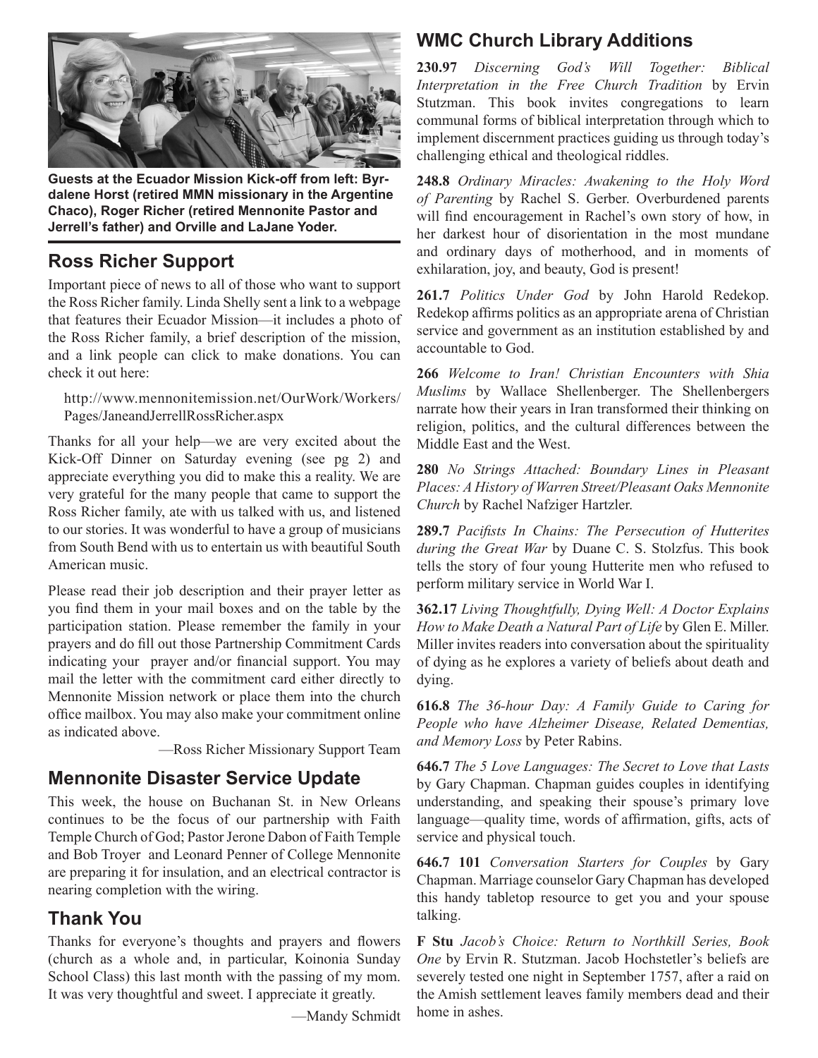**Guests at the Ecuador Mission Kick-off from left: Byrdalene Horst (retired MMN missionary in the Argentine Chaco), Roger Richer (retired Mennonite Pastor and Jerrell's father) and Orville and LaJane Yoder.**

## Ross Richer Support

Important piece of news to all of those who want to support the Ross Richer family. Linda Shelly sent a link to a webpage that features their Ecuador Mission—it includes a photo of the Ross Richer family, a brief description of the mission, and a link people can click to make donations. You can check it out here:

http://www.mennonitemission.net/OurWork/Workers/Pages/JaneandJerrellRossRicher.aspx

Thanks for all your help—we are very excited about the Kick-Off Dinner on Saturday evening (see pg 2) and appreciate everything you did to make this a reality. We are very grateful for the many people that came to support the Ross Richer family, ate with us talked with us, and listened to our stories. It was wonderful to have a group of musicians from South Bend with us to entertain us with beautiful South American music.

Please read their job description and their prayer letter as you find them in your mail boxes and on the table by the participation station. Please remember the family in your prayers and do fill out those Partnership Commitment Cards indicating your prayer and/or financial support. You may mail the letter with the commitment card either directly to Mennonite Mission network or place them into the church office mailbox. You may also make your commitment online as indicated above.

—Ross Richer Missionary Support Team

## Mennonite Disaster Service Update

This week, the house on Buchanan St. in New Orleans continues to be the focus of our partnership with Faith Temple Church of God; Pastor Jerone Dabon of Faith Temple and Bob Troyer and Leonard Penner of College Mennonite are preparing it for insulation, and an electrical contractor is nearing completion with the wiring.

## Thank You

Thanks for everyone's thoughts and prayers and flowers (church as a whole and, in particular, Koinonia Sunday School Class) this last month with the passing of my mom. It was very thoughtful and sweet. I appreciate it greatly.

—Mandy Schmidt

## WMC Church Library Additions

**230.97** *Discerning God's Will Together: Biblical Interpretation in the Free Church Tradition* by Ervin Stutzman. This book invites congregations to learn communal forms of biblical interpretation through which to implement discernment practices guiding us through today's challenging ethical and theological riddles.

**248.8** *Ordinary Miracles: Awakening to the Holy Word of Parenting* by Rachel S. Gerber. Overburdened parents will find encouragement in Rachel's own story of how, in her darkest hour of disorientation in the most mundane and ordinary days of motherhood, and in moments of exhilaration, joy, and beauty, God is present!

**261.7** *Politics Under God* by John Harold Redekop. Redekop affirms politics as an appropriate arena of Christian service and government as an institution established by and accountable to God.

**266** *Welcome to Iran! Christian Encounters with Shia Muslims* by Wallace Shellenberger. The Shellenbergers narrate how their years in Iran transformed their thinking on religion, politics, and the cultural differences between the Middle East and the West.

**280** *No Strings Attached: Boundary Lines in Pleasant Places: A History of Warren Street/Pleasant Oaks Mennonite Church* by Rachel Nafziger Hartzler.

**289.7** *Pacifists In Chains: The Persecution of Hutterites during the Great War* by Duane C. S. Stolzfus. This book tells the story of four young Hutterite men who refused to perform military service in World War I.

**362.17** *Living Thoughtfully, Dying Well: A Doctor Explains How to Make Death a Natural Part of Life* by Glen E. Miller. Miller invites readers into conversation about the spirituality of dying as he explores a variety of beliefs about death and dying.

**616.8** *The 36-hour Day: A Family Guide to Caring for People who have Alzheimer Disease, Related Dementias, and Memory Loss* by Peter Rabins.

**646.7** *The 5 Love Languages: The Secret to Love that Lasts* by Gary Chapman. Chapman guides couples in identifying understanding, and speaking their spouse's primary love language—quality time, words of affirmation, gifts, acts of service and physical touch.

**646.7 101** *Conversation Starters for Couples* by Gary Chapman. Marriage counselor Gary Chapman has developed this handy tabletop resource to get you and your spouse talking.

**F Stu** *Jacob's Choice: Return to Northkill Series, Book One* by Ervin R. Stutzman. Jacob Hochstetler's beliefs are severely tested one night in September 1757, after a raid on the Amish settlement leaves family members dead and their home in ashes.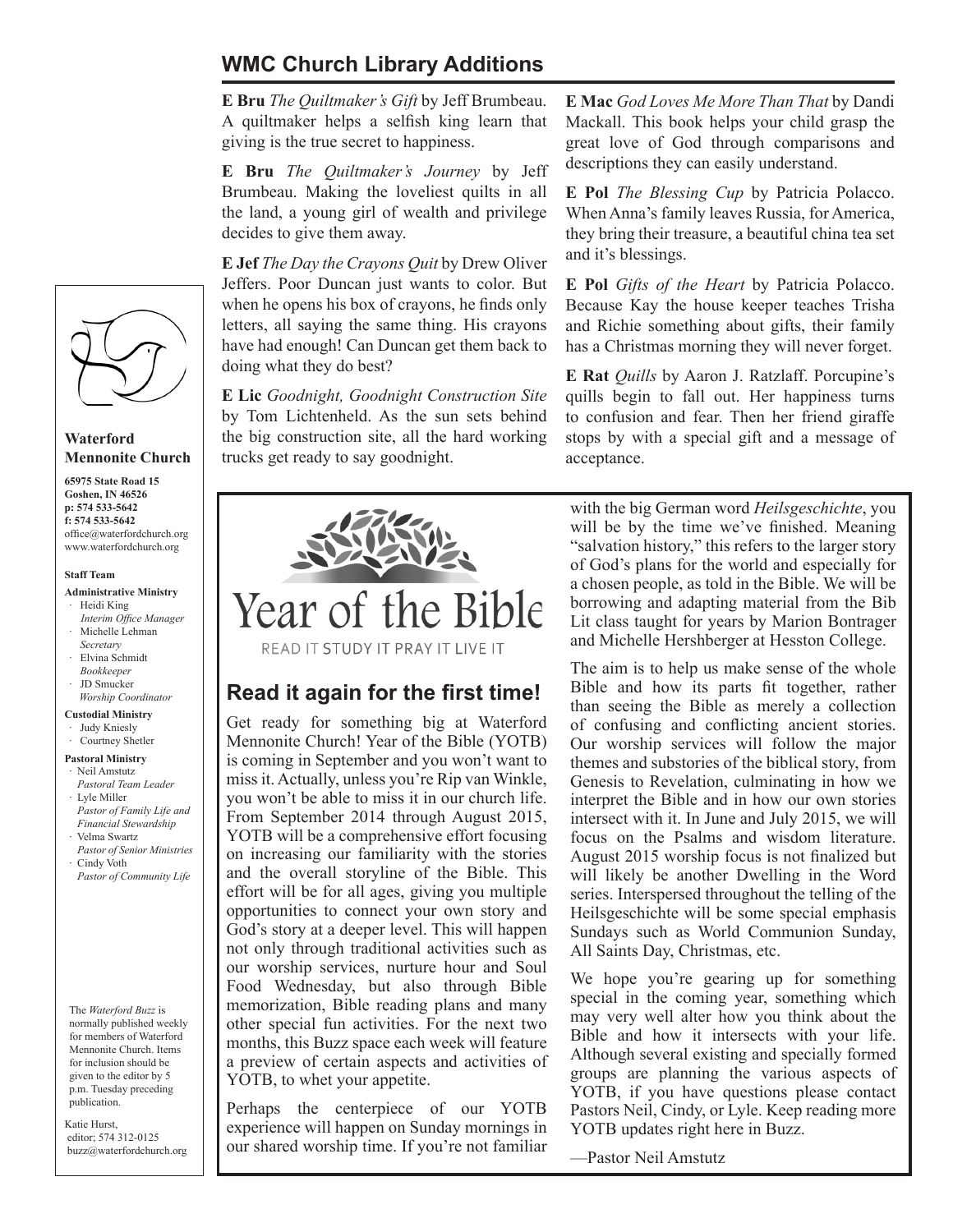## WMC Church Library Additions

**E Bru** *The Quiltmaker's Gift* by Jeff Brumbeau. A quiltmaker helps a selfish king learn that giving is the true secret to happiness.

**E Bru** *The Quiltmaker's Journey* by Jeff Brumbeau. Making the loveliest quilts in all the land, a young girl of wealth and privilege decides to give them away.

**E Jef** *The Day the Crayons Quit* by Drew Oliver Jeffers. Poor Duncan just wants to color. But when he opens his box of crayons, he finds only letters, all saying the same thing. His crayons have had enough! Can Duncan get them back to doing what they do best?

**E Lic** *Goodnight, Goodnight Construction Site* by Tom Lichtenheld. As the sun sets behind the big construction site, all the hard working trucks get ready to say goodnight.

**E Mac** *God Loves Me More Than That* by Dandi Mackall. This book helps your child grasp the great love of God through comparisons and descriptions they can easily understand.

**E Pol** *The Blessing Cup* by Patricia Polacco. When Anna's family leaves Russia, for America, they bring their treasure, a beautiful china tea set and it's blessings.

**E Pol** *Gifts of the Heart* by Patricia Polacco. Because Kay the house keeper teaches Trisha and Richie something about gifts, their family has a Christmas morning they will never forget.

**E Rat** *Quills* by Aaron J. Ratzlaff. Porcupine's quills begin to fall out. Her happiness turns to confusion and fear. Then her friend giraffe stops by with a special gift and a message of acceptance.

**Waterford Mennonite Church**

**65975 State Road 15**
**Goshen, IN 46526**
**p: 574 533-5642**
**f: 574 533-5642**
office@waterfordchurch.org
www.waterfordchurch.org

**Staff Team**

**Administrative Ministry**
- Heidi King
  *Interim Office Manager*
- Michelle Lehman
  *Secretary*
- Elvina Schmidt
  *Bookkeeper*
- JD Smucker
  *Worship Coordinator*

**Custodial Ministry**
- Judy Kniesly
- Courtney Shetler

**Pastoral Ministry**
- Neil Amstutz
  *Pastoral Team Leader*
- Lyle Miller
  *Pastor of Family Life and Financial Stewardship*
- Velma Swartz
  *Pastor of Senior Ministries*
- Cindy Voth
  *Pastor of Community Life*

The *Waterford Buzz* is normally published weekly for members of Waterford Mennonite Church. Items for inclusion should be given to the editor by 5 p.m. Tuesday preceding publication.

Katie Hurst, editor; 574 312-0125
buzz@waterfordchurch.org

Year of the Bible

READ IT STUDY IT PRAY IT LIVE IT

### Read it again for the first time!

Get ready for something big at Waterford Mennonite Church! Year of the Bible (YOTB) is coming in September and you won't want to miss it. Actually, unless you're Rip van Winkle, you won't be able to miss it in our church life. From September 2014 through August 2015, YOTB will be a comprehensive effort focusing on increasing our familiarity with the stories and the overall storyline of the Bible. This effort will be for all ages, giving you multiple opportunities to connect your own story and God's story at a deeper level. This will happen not only through traditional activities such as our worship services, nurture hour and Soul Food Wednesday, but also through Bible memorization, Bible reading plans and many other special fun activities. For the next two months, this Buzz space each week will feature a preview of certain aspects and activities of YOTB, to whet your appetite.

Perhaps the centerpiece of our YOTB experience will happen on Sunday mornings in our shared worship time. If you're not familiar with the big German word *Heilsgeschichte*, you will be by the time we've finished. Meaning "salvation history," this refers to the larger story of God's plans for the world and especially for a chosen people, as told in the Bible. We will be borrowing and adapting material from the Bib Lit class taught for years by Marion Bontrager and Michelle Hershberger at Hesston College.

The aim is to help us make sense of the whole Bible and how its parts fit together, rather than seeing the Bible as merely a collection of confusing and conflicting ancient stories. Our worship services will follow the major themes and substories of the biblical story, from Genesis to Revelation, culminating in how we interpret the Bible and in how our own stories intersect with it. In June and July 2015, we will focus on the Psalms and wisdom literature. August 2015 worship focus is not finalized but will likely be another Dwelling in the Word series. Interspersed throughout the telling of the Heilsgeschichte will be some special emphasis Sundays such as World Communion Sunday, All Saints Day, Christmas, etc.

We hope you're gearing up for something special in the coming year, something which may very well alter how you think about the Bible and how it intersects with your life. Although several existing and specially formed groups are planning the various aspects of YOTB, if you have questions please contact Pastors Neil, Cindy, or Lyle. Keep reading more YOTB updates right here in Buzz.

—Pastor Neil Amstutz